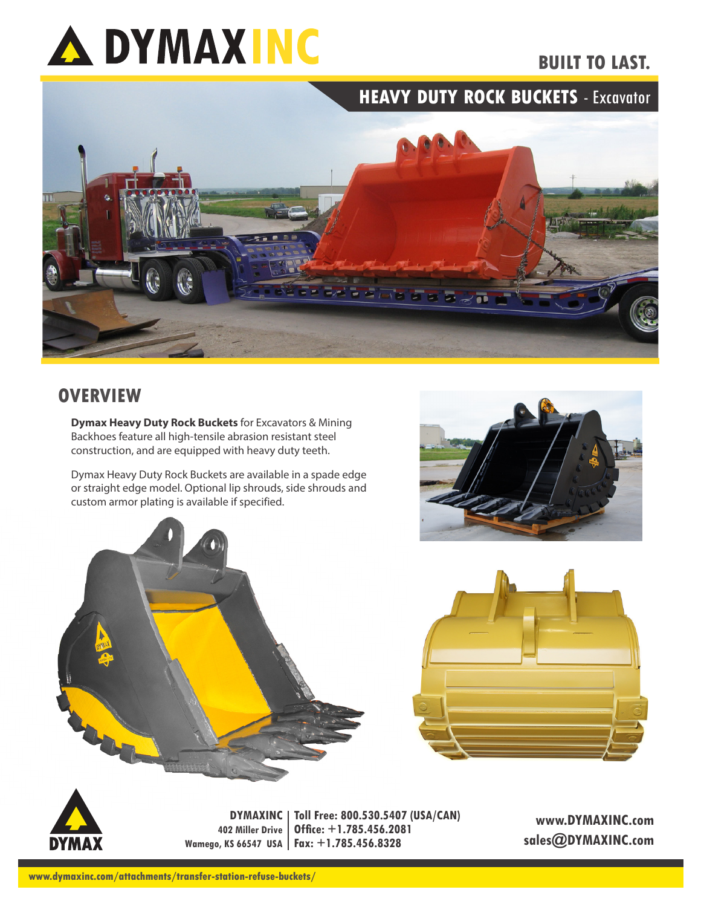# DYMAXINC

**BUILT TO LAST.**

## HEAVY DUTY ROCK BUCKETS - Excavator

## OVERVIEW

**Dymax Heavy Duty Rock Buckets** for Excavators & Mining Backhoes feature all high-tensile abrasion resistant steel construction, and are equipped with heavy duty teeth.

Dymax Heavy Duty Rock Buckets are available in a spade edge or straight edge model. Optional lip shrouds, side shrouds and custom armor plating is available if specified.

**DYMAXINC**
**402 Miller Drive**
**Wamego, KS 66547 USA**

**Toll Free: 800.530.5407 (USA/CAN)**
**Office: +1.785.456.2081**
**Fax: +1.785.456.8328**

**www.DYMAXINC.com**
**sales@DYMAXINC.com**

**www.dymaxinc.com/attachments/transfer-station-refuse-buckets/**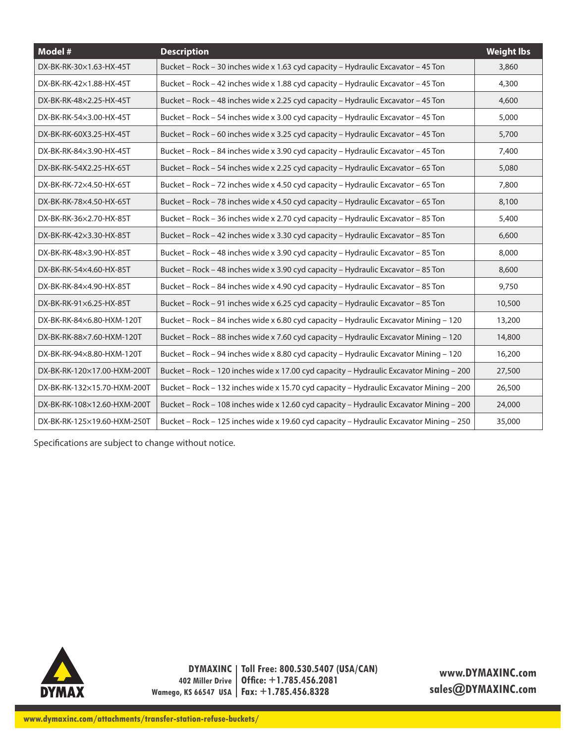| Model # | Description | Weight lbs |
|---|---|---|
| DX-BK-RK-30×1.63-HX-45T | Bucket – Rock – 30 inches wide x 1.63 cyd capacity – Hydraulic Excavator – 45 Ton | 3,860 |
| DX-BK-RK-42×1.88-HX-45T | Bucket – Rock – 42 inches wide x 1.88 cyd capacity – Hydraulic Excavator – 45 Ton | 4,300 |
| DX-BK-RK-48×2.25-HX-45T | Bucket – Rock – 48 inches wide x 2.25 cyd capacity – Hydraulic Excavator – 45 Ton | 4,600 |
| DX-BK-RK-54×3.00-HX-45T | Bucket – Rock – 54 inches wide x 3.00 cyd capacity – Hydraulic Excavator – 45 Ton | 5,000 |
| DX-BK-RK-60X3.25-HX-45T | Bucket – Rock – 60 inches wide x 3.25 cyd capacity – Hydraulic Excavator – 45 Ton | 5,700 |
| DX-BK-RK-84×3.90-HX-45T | Bucket – Rock – 84 inches wide x 3.90 cyd capacity – Hydraulic Excavator – 45 Ton | 7,400 |
| DX-BK-RK-54X2.25-HX-65T | Bucket – Rock – 54 inches wide x 2.25 cyd capacity – Hydraulic Excavator – 65 Ton | 5,080 |
| DX-BK-RK-72×4.50-HX-65T | Bucket – Rock – 72 inches wide x 4.50 cyd capacity – Hydraulic Excavator – 65 Ton | 7,800 |
| DX-BK-RK-78×4.50-HX-65T | Bucket – Rock – 78 inches wide x 4.50 cyd capacity – Hydraulic Excavator – 65 Ton | 8,100 |
| DX-BK-RK-36×2.70-HX-85T | Bucket – Rock – 36 inches wide x 2.70 cyd capacity – Hydraulic Excavator – 85 Ton | 5,400 |
| DX-BK-RK-42×3.30-HX-85T | Bucket – Rock – 42 inches wide x 3.30 cyd capacity – Hydraulic Excavator – 85 Ton | 6,600 |
| DX-BK-RK-48×3.90-HX-85T | Bucket – Rock – 48 inches wide x 3.90 cyd capacity – Hydraulic Excavator – 85 Ton | 8,000 |
| DX-BK-RK-54×4.60-HX-85T | Bucket – Rock – 48 inches wide x 3.90 cyd capacity – Hydraulic Excavator – 85 Ton | 8,600 |
| DX-BK-RK-84×4.90-HX-85T | Bucket – Rock – 84 inches wide x 4.90 cyd capacity – Hydraulic Excavator – 85 Ton | 9,750 |
| DX-BK-RK-91×6.25-HX-85T | Bucket – Rock – 91 inches wide x 6.25 cyd capacity – Hydraulic Excavator – 85 Ton | 10,500 |
| DX-BK-RK-84×6.80-HXM-120T | Bucket – Rock – 84 inches wide x 6.80 cyd capacity – Hydraulic Excavator Mining – 120 | 13,200 |
| DX-BK-RK-88×7.60-HXM-120T | Bucket – Rock – 88 inches wide x 7.60 cyd capacity – Hydraulic Excavator Mining – 120 | 14,800 |
| DX-BK-RK-94×8.80-HXM-120T | Bucket – Rock – 94 inches wide x 8.80 cyd capacity – Hydraulic Excavator Mining – 120 | 16,200 |
| DX-BK-RK-120×17.00-HXM-200T | Bucket – Rock – 120 inches wide x 17.00 cyd capacity – Hydraulic Excavator Mining – 200 | 27,500 |
| DX-BK-RK-132×15.70-HXM-200T | Bucket – Rock – 132 inches wide x 15.70 cyd capacity – Hydraulic Excavator Mining – 200 | 26,500 |
| DX-BK-RK-108×12.60-HXM-200T | Bucket – Rock – 108 inches wide x 12.60 cyd capacity – Hydraulic Excavator Mining – 200 | 24,000 |
| DX-BK-RK-125×19.60-HXM-250T | Bucket – Rock – 125 inches wide x 19.60 cyd capacity – Hydraulic Excavator Mining – 250 | 35,000 |

Specifications are subject to change without notice.

DYMAX

**DYMAXINC**
402 Miller Drive
Wamego, KS 66547 USA

**Toll Free: 800.530.5407 (USA/CAN)**
**Office: +1.785.456.2081**
**Fax: +1.785.456.8328**

**www.DYMAXINC.com**
**sales@DYMAXINC.com**

www.dymaxinc.com/attachments/transfer-station-refuse-buckets/